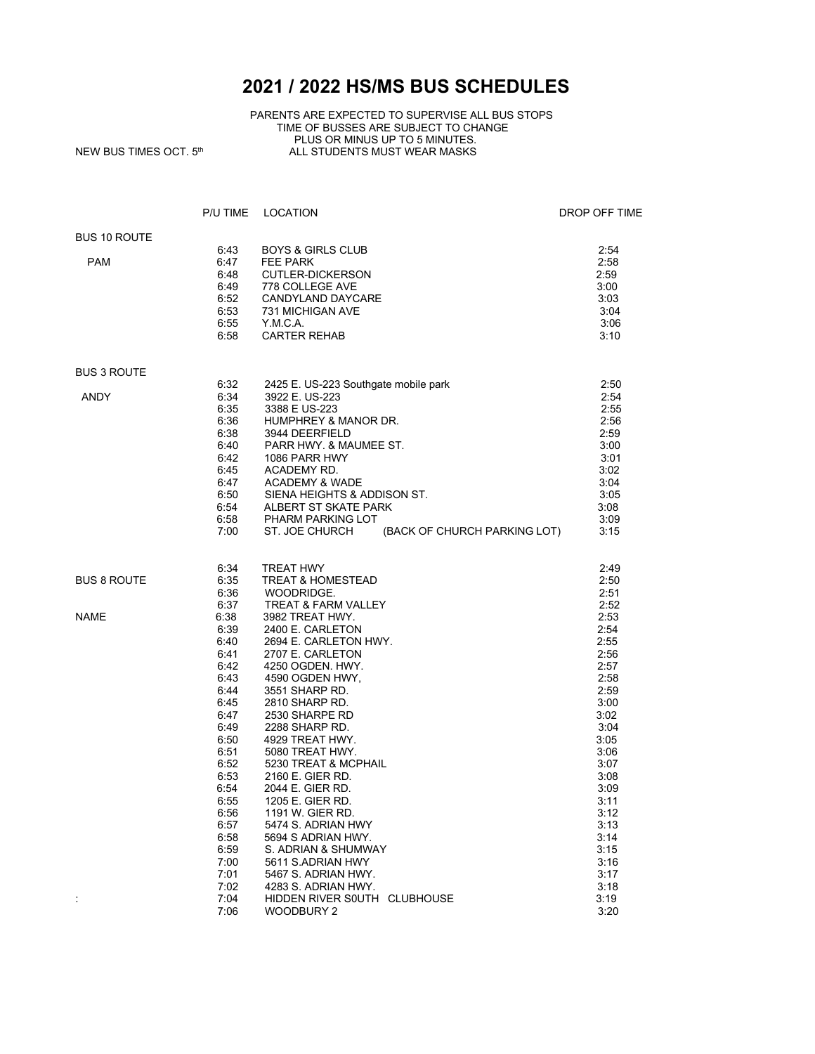# 2021 / 2022 HS/MS BUS SCHEDULES

PARENTS ARE EXPECTED TO SUPERVISE ALL BUS STOPS
TIME OF BUSSES ARE SUBJECT TO CHANGE
PLUS OR MINUS UP TO 5 MINUTES.
ALL STUDENTS MUST WEAR MASKS

NEW BUS TIMES OCT. 5th

| | P/U TIME | LOCATION | DROP OFF TIME |
|---|---|---|---|
| BUS 10 ROUTE | | | |
| | 6:43 | BOYS & GIRLS CLUB | 2:54 |
| PAM | 6:47 | FEE PARK | 2:58 |
| | 6:48 | CUTLER-DICKERSON | 2:59 |
| | 6:49 | 778 COLLEGE AVE | 3:00 |
| | 6:52 | CANDYLAND DAYCARE | 3:03 |
| | 6:53 | 731 MICHIGAN AVE | 3:04 |
| | 6:55 | Y.M.C.A. | 3:06 |
| | 6:58 | CARTER REHAB | 3:10 |
| BUS 3 ROUTE | | | |
| | 6:32 | 2425 E. US-223 Southgate mobile park | 2:50 |
| ANDY | 6:34 | 3922 E. US-223 | 2:54 |
| | 6:35 | 3388 E US-223 | 2:55 |
| | 6:36 | HUMPHREY & MANOR DR. | 2:56 |
| | 6:38 | 3944 DEERFIELD | 2:59 |
| | 6:40 | PARR HWY. & MAUMEE ST. | 3:00 |
| | 6:42 | 1086 PARR HWY | 3:01 |
| | 6:45 | ACADEMY RD. | 3:02 |
| | 6:47 | ACADEMY & WADE | 3:04 |
| | 6:50 | SIENA HEIGHTS & ADDISON ST. | 3:05 |
| | 6:54 | ALBERT ST SKATE PARK | 3:08 |
| | 6:58 | PHARM PARKING LOT | 3:09 |
| | 7:00 | ST. JOE CHURCH (BACK OF CHURCH PARKING LOT) | 3:15 |
| | 6:34 | TREAT HWY | 2:49 |
| BUS 8 ROUTE | 6:35 | TREAT & HOMESTEAD | 2:50 |
| | 6:36 | WOODRIDGE. | 2:51 |
| | 6:37 | TREAT & FARM VALLEY | 2:52 |
| NAME | 6:38 | 3982 TREAT HWY. | 2:53 |
| | 6:39 | 2400 E. CARLETON | 2:54 |
| | 6:40 | 2694 E. CARLETON HWY. | 2:55 |
| | 6:41 | 2707 E. CARLETON | 2:56 |
| | 6:42 | 4250 OGDEN. HWY. | 2:57 |
| | 6:43 | 4590 OGDEN HWY, | 2:58 |
| | 6:44 | 3551 SHARP RD. | 2:59 |
| | 6:45 | 2810 SHARP RD. | 3:00 |
| | 6:47 | 2530 SHARPE RD | 3:02 |
| | 6:49 | 2288 SHARP RD. | 3:04 |
| | 6:50 | 4929 TREAT HWY. | 3:05 |
| | 6:51 | 5080 TREAT HWY. | 3:06 |
| | 6:52 | 5230 TREAT & MCPHAIL | 3:07 |
| | 6:53 | 2160 E. GIER RD. | 3:08 |
| | 6:54 | 2044 E. GIER RD. | 3:09 |
| | 6:55 | 1205 E. GIER RD. | 3:11 |
| | 6:56 | 1191 W. GIER RD. | 3:12 |
| | 6:57 | 5474 S. ADRIAN HWY | 3:13 |
| | 6:58 | 5694 S ADRIAN HWY. | 3:14 |
| | 6:59 | S. ADRIAN & SHUMWAY | 3:15 |
| | 7:00 | 5611 S.ADRIAN HWY | 3:16 |
| | 7:01 | 5467 S. ADRIAN HWY. | 3:17 |
| | 7:02 | 4283 S. ADRIAN HWY. | 3:18 |
| : | 7:04 | HIDDEN RIVER S0UTH CLUBHOUSE | 3:19 |
| | 7:06 | WOODBURY 2 | 3:20 |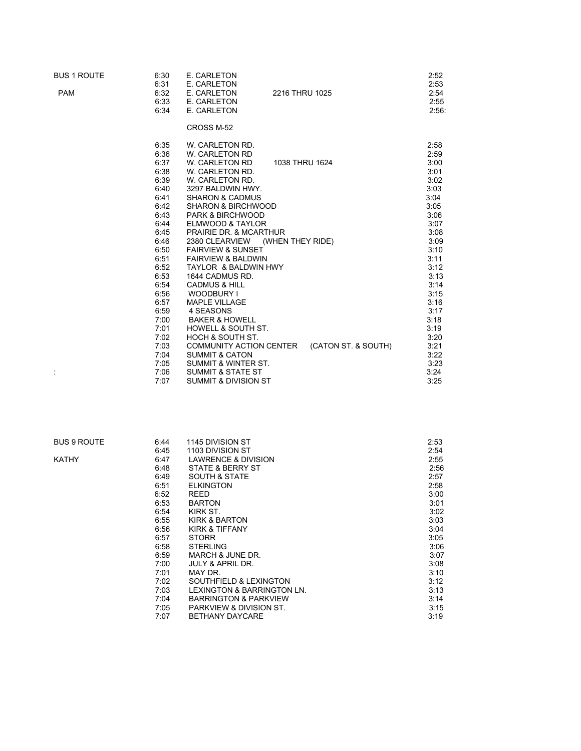## BUS 1 ROUTE

PAM

| AM | Stop | PM |
|---|---|---|
| 6:30 | E. CARLETON | 2:52 |
| 6:31 | E. CARLETON | 2:53 |
| 6:32 | E. CARLETON 2216 THRU 1025 | 2:54 |
| 6:33 | E. CARLETON | 2:55 |
| 6:34 | E. CARLETON | 2:56: |
| | CROSS M-52 | |
| 6:35 | W. CARLETON RD. | 2:58 |
| 6:36 | W. CARLETON RD | 2:59 |
| 6:37 | W. CARLETON RD 1038 THRU 1624 | 3:00 |
| 6:38 | W. CARLETON RD. | 3:01 |
| 6:39 | W. CARLETON RD. | 3:02 |
| 6:40 | 3297 BALDWIN HWY. | 3:03 |
| 6:41 | SHARON & CADMUS | 3:04 |
| 6:42 | SHARON & BIRCHWOOD | 3:05 |
| 6:43 | PARK & BIRCHWOOD | 3:06 |
| 6:44 | ELMWOOD & TAYLOR | 3:07 |
| 6:45 | PRAIRIE DR. & MCARTHUR | 3:08 |
| 6:46 | 2380 CLEARVIEW (WHEN THEY RIDE) | 3:09 |
| 6:50 | FAIRVIEW & SUNSET | 3:10 |
| 6:51 | FAIRVIEW & BALDWIN | 3:11 |
| 6:52 | TAYLOR & BALDWIN HWY | 3:12 |
| 6:53 | 1644 CADMUS RD. | 3:13 |
| 6:54 | CADMUS & HILL | 3:14 |
| 6:56 | WOODBURY I | 3:15 |
| 6:57 | MAPLE VILLAGE | 3:16 |
| 6:59 | 4 SEASONS | 3:17 |
| 7:00 | BAKER & HOWELL | 3:18 |
| 7:01 | HOWELL & SOUTH ST. | 3:19 |
| 7:02 | HOCH & SOUTH ST. | 3:20 |
| 7:03 | COMMUNITY ACTION CENTER (CATON ST. & SOUTH) | 3:21 |
| 7:04 | SUMMIT & CATON | 3:22 |
| 7:05 | SUMMIT & WINTER ST. | 3:23 |
| 7:06 | SUMMIT & STATE ST | 3:24 |
| 7:07 | SUMMIT & DIVISION ST | 3:25 |

## BUS 9 ROUTE

KATHY

| AM | Stop | PM |
|---|---|---|
| 6:44 | 1145 DIVISION ST | 2:53 |
| 6:45 | 1103 DIVISION ST | 2:54 |
| 6:47 | LAWRENCE & DIVISION | 2:55 |
| 6:48 | STATE & BERRY ST | 2:56 |
| 6:49 | SOUTH & STATE | 2:57 |
| 6:51 | ELKINGTON | 2:58 |
| 6:52 | REED | 3:00 |
| 6:53 | BARTON | 3:01 |
| 6:54 | KIRK ST. | 3:02 |
| 6:55 | KIRK & BARTON | 3:03 |
| 6:56 | KIRK & TIFFANY | 3:04 |
| 6:57 | STORR | 3:05 |
| 6:58 | STERLING | 3:06 |
| 6:59 | MARCH & JUNE DR. | 3:07 |
| 7:00 | JULY & APRIL DR. | 3:08 |
| 7:01 | MAY DR. | 3:10 |
| 7:02 | SOUTHFIELD & LEXINGTON | 3:12 |
| 7:03 | LEXINGTON & BARRINGTON LN. | 3:13 |
| 7:04 | BARRINGTON & PARKVIEW | 3:14 |
| 7:05 | PARKVIEW & DIVISION ST. | 3:15 |
| 7:07 | BETHANY DAYCARE | 3:19 |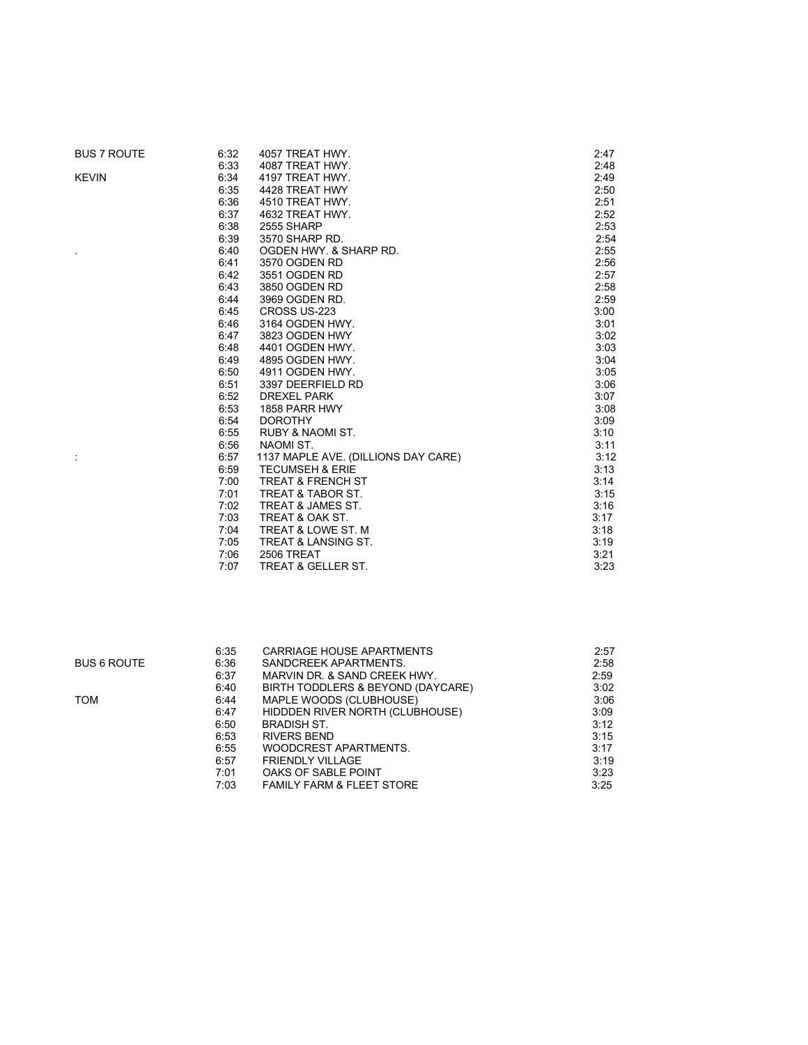| | | | |
|---|---|---|---|
| BUS 7 ROUTE | 6:32 | 4057 TREAT HWY. | 2:47 |
| | 6:33 | 4087 TREAT HWY. | 2:48 |
| KEVIN | 6:34 | 4197 TREAT HWY. | 2:49 |
| | 6:35 | 4428 TREAT HWY | 2:50 |
| | 6:36 | 4510 TREAT HWY. | 2:51 |
| | 6:37 | 4632 TREAT HWY. | 2:52 |
| | 6:38 | 2555 SHARP | 2:53 |
| | 6:39 | 3570 SHARP RD. | 2:54 |
| . | 6:40 | OGDEN HWY. & SHARP RD. | 2:55 |
| | 6:41 | 3570 OGDEN RD | 2:56 |
| | 6:42 | 3551 OGDEN RD | 2:57 |
| | 6:43 | 3850 OGDEN RD | 2:58 |
| | 6:44 | 3969 OGDEN RD. | 2:59 |
| | 6:45 | CROSS US-223 | 3:00 |
| | 6:46 | 3164 OGDEN HWY. | 3:01 |
| | 6:47 | 3823 OGDEN HWY | 3:02 |
| | 6:48 | 4401 OGDEN HWY. | 3:03 |
| | 6:49 | 4895 OGDEN HWY. | 3:04 |
| | 6:50 | 4911 OGDEN HWY. | 3:05 |
| | 6:51 | 3397 DEERFIELD RD | 3:06 |
| | 6:52 | DREXEL PARK | 3:07 |
| | 6:53 | 1858 PARR HWY | 3:08 |
| | 6:54 | DOROTHY | 3:09 |
| | 6:55 | RUBY & NAOMI ST. | 3:10 |
| | 6:56 | NAOMI ST. | 3:11 |
| : | 6:57 | 1137 MAPLE AVE. (DILLIONS DAY CARE) | 3:12 |
| | 6:59 | TECUMSEH & ERIE | 3:13 |
| | 7:00 | TREAT & FRENCH ST | 3:14 |
| | 7:01 | TREAT & TABOR ST. | 3:15 |
| | 7:02 | TREAT & JAMES ST. | 3:16 |
| | 7:03 | TREAT & OAK ST. | 3:17 |
| | 7:04 | TREAT & LOWE ST. M | 3:18 |
| | 7:05 | TREAT & LANSING ST. | 3:19 |
| | 7:06 | 2506 TREAT | 3:21 |
| | 7:07 | TREAT & GELLER ST. | 3:23 |

| | | | |
|---|---|---|---|
| | 6:35 | CARRIAGE HOUSE APARTMENTS | 2:57 |
| BUS 6 ROUTE | 6:36 | SANDCREEK APARTMENTS. | 2:58 |
| | 6:37 | MARVIN DR. & SAND CREEK HWY. | 2:59 |
| | 6:40 | BIRTH TODDLERS & BEYOND (DAYCARE) | 3:02 |
| TOM | 6:44 | MAPLE WOODS (CLUBHOUSE) | 3:06 |
| | 6:47 | HIDDDEN RIVER NORTH (CLUBHOUSE) | 3:09 |
| | 6:50 | BRADISH ST. | 3:12 |
| | 6:53 | RIVERS BEND | 3:15 |
| | 6:55 | WOODCREST APARTMENTS. | 3:17 |
| | 6:57 | FRIENDLY VILLAGE | 3:19 |
| | 7:01 | OAKS OF SABLE POINT | 3:23 |
| | 7:03 | FAMILY FARM & FLEET STORE | 3:25 |